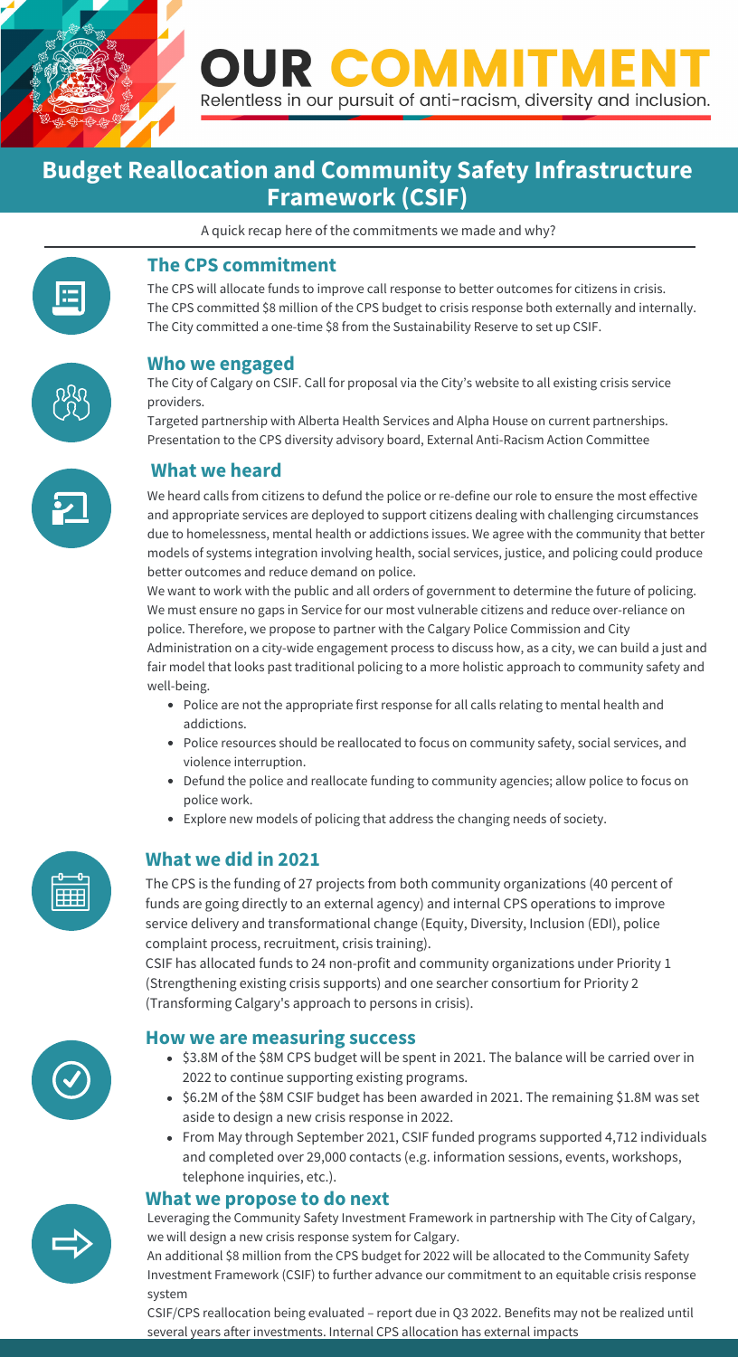# OUR COMMITMENT

Relentless in our pursuit of anti-racism, diversity and inclusion.

## Budget Reallocation and Community Safety Infrastructure Framework (CSIF)

A quick recap here of the commitments we made and why?

### The CPS commitment

The CPS will allocate funds to improve call response to better outcomes for citizens in crisis.
The CPS committed $8 million of the CPS budget to crisis response both externally and internally.
The City committed a one-time $8 from the Sustainability Reserve to set up CSIF.

### Who we engaged

The City of Calgary on CSIF. Call for proposal via the City's website to all existing crisis service providers.
Targeted partnership with Alberta Health Services and Alpha House on current partnerships.
Presentation to the CPS diversity advisory board, External Anti-Racism Action Committee

### What we heard

We heard calls from citizens to defund the police or re-define our role to ensure the most effective and appropriate services are deployed to support citizens dealing with challenging circumstances due to homelessness, mental health or addictions issues. We agree with the community that better models of systems integration involving health, social services, justice, and policing could produce better outcomes and reduce demand on police.
We want to work with the public and all orders of government to determine the future of policing. We must ensure no gaps in Service for our most vulnerable citizens and reduce over-reliance on police. Therefore, we propose to partner with the Calgary Police Commission and City Administration on a city-wide engagement process to discuss how, as a city, we can build a just and fair model that looks past traditional policing to a more holistic approach to community safety and well-being.

- Police are not the appropriate first response for all calls relating to mental health and addictions.
- Police resources should be reallocated to focus on community safety, social services, and violence interruption.
- Defund the police and reallocate funding to community agencies; allow police to focus on police work.
- Explore new models of policing that address the changing needs of society.

### What we did in 2021

The CPS is the funding of 27 projects from both community organizations (40 percent of funds are going directly to an external agency) and internal CPS operations to improve service delivery and transformational change (Equity, Diversity, Inclusion (EDI), police complaint process, recruitment, crisis training).
CSIF has allocated funds to 24 non-profit and community organizations under Priority 1 (Strengthening existing crisis supports) and one searcher consortium for Priority 2 (Transforming Calgary's approach to persons in crisis).

### How we are measuring success

- $3.8M of the $8M CPS budget will be spent in 2021. The balance will be carried over in 2022 to continue supporting existing programs.
- $6.2M of the $8M CSIF budget has been awarded in 2021. The remaining $1.8M was set aside to design a new crisis response in 2022.
- From May through September 2021, CSIF funded programs supported 4,712 individuals and completed over 29,000 contacts (e.g. information sessions, events, workshops, telephone inquiries, etc.).

### What we propose to do next

Leveraging the Community Safety Investment Framework in partnership with The City of Calgary, we will design a new crisis response system for Calgary.
An additional $8 million from the CPS budget for 2022 will be allocated to the Community Safety Investment Framework (CSIF) to further advance our commitment to an equitable crisis response system
CSIF/CPS reallocation being evaluated – report due in Q3 2022. Benefits may not be realized until several years after investments. Internal CPS allocation has external impacts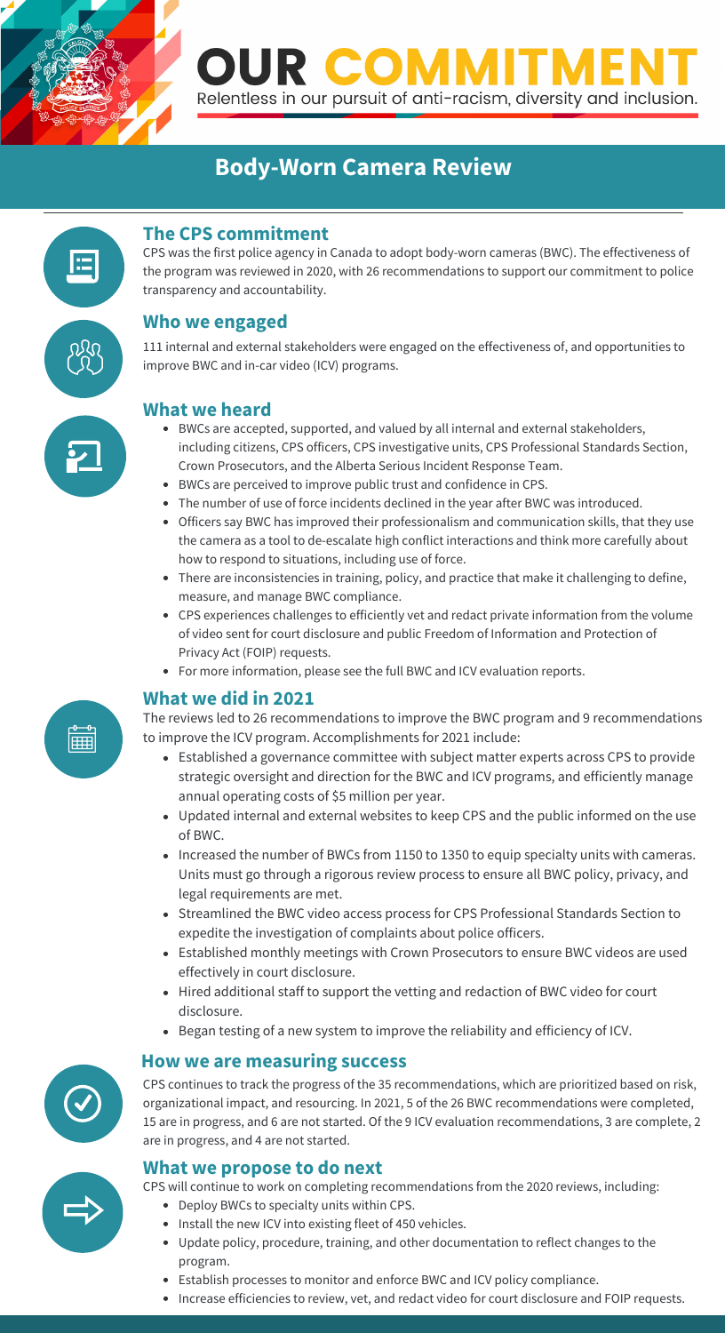# OUR COMMITMENT

Relentless in our pursuit of anti-racism, diversity and inclusion.

## Body-Worn Camera Review

### The CPS commitment

CPS was the first police agency in Canada to adopt body-worn cameras (BWC). The effectiveness of the program was reviewed in 2020, with 26 recommendations to support our commitment to police transparency and accountability.

### Who we engaged

111 internal and external stakeholders were engaged on the effectiveness of, and opportunities to improve BWC and in-car video (ICV) programs.

### What we heard

- BWCs are accepted, supported, and valued by all internal and external stakeholders, including citizens, CPS officers, CPS investigative units, CPS Professional Standards Section, Crown Prosecutors, and the Alberta Serious Incident Response Team.
- BWCs are perceived to improve public trust and confidence in CPS.
- The number of use of force incidents declined in the year after BWC was introduced.
- Officers say BWC has improved their professionalism and communication skills, that they use the camera as a tool to de-escalate high conflict interactions and think more carefully about how to respond to situations, including use of force.
- There are inconsistencies in training, policy, and practice that make it challenging to define, measure, and manage BWC compliance.
- CPS experiences challenges to efficiently vet and redact private information from the volume of video sent for court disclosure and public Freedom of Information and Protection of Privacy Act (FOIP) requests.
- For more information, please see the full BWC and ICV evaluation reports.

### What we did in 2021

The reviews led to 26 recommendations to improve the BWC program and 9 recommendations to improve the ICV program. Accomplishments for 2021 include:

- Established a governance committee with subject matter experts across CPS to provide strategic oversight and direction for the BWC and ICV programs, and efficiently manage annual operating costs of $5 million per year.
- Updated internal and external websites to keep CPS and the public informed on the use of BWC.
- Increased the number of BWCs from 1150 to 1350 to equip specialty units with cameras. Units must go through a rigorous review process to ensure all BWC policy, privacy, and legal requirements are met.
- Streamlined the BWC video access process for CPS Professional Standards Section to expedite the investigation of complaints about police officers.
- Established monthly meetings with Crown Prosecutors to ensure BWC videos are used effectively in court disclosure.
- Hired additional staff to support the vetting and redaction of BWC video for court disclosure.
- Began testing of a new system to improve the reliability and efficiency of ICV.

### How we are measuring success

CPS continues to track the progress of the 35 recommendations, which are prioritized based on risk, organizational impact, and resourcing. In 2021, 5 of the 26 BWC recommendations were completed, 15 are in progress, and 6 are not started. Of the 9 ICV evaluation recommendations, 3 are complete, 2 are in progress, and 4 are not started.

### What we propose to do next

CPS will continue to work on completing recommendations from the 2020 reviews, including:

- Deploy BWCs to specialty units within CPS.
- Install the new ICV into existing fleet of 450 vehicles.
- Update policy, procedure, training, and other documentation to reflect changes to the program.
- Establish processes to monitor and enforce BWC and ICV policy compliance.
- Increase efficiencies to review, vet, and redact video for court disclosure and FOIP requests.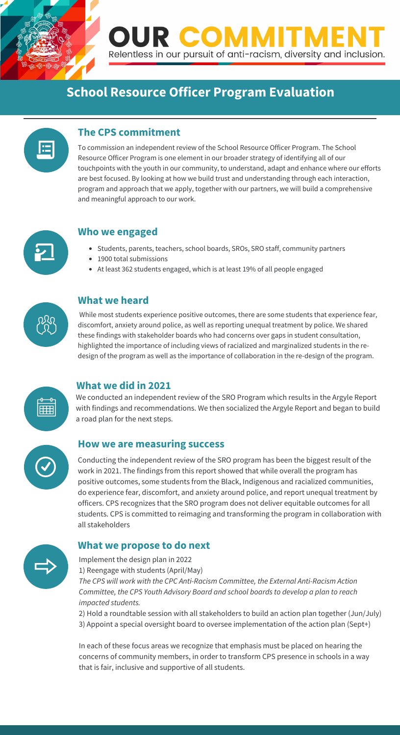# OUR COMMITMENT

Relentless in our pursuit of anti-racism, diversity and inclusion.

## School Resource Officer Program Evaluation

### The CPS commitment

To commission an independent review of the School Resource Officer Program. The School Resource Officer Program is one element in our broader strategy of identifying all of our touchpoints with the youth in our community, to understand, adapt and enhance where our efforts are best focused. By looking at how we build trust and understanding through each interaction, program and approach that we apply, together with our partners, we will build a comprehensive and meaningful approach to our work.

### Who we engaged

- Students, parents, teachers, school boards, SROs, SRO staff, community partners
- 1900 total submissions
- At least 362 students engaged, which is at least 19% of all people engaged

### What we heard

While most students experience positive outcomes, there are some students that experience fear, discomfort, anxiety around police, as well as reporting unequal treatment by police. We shared these findings with stakeholder boards who had concerns over gaps in student consultation, highlighted the importance of including views of racialized and marginalized students in the re-design of the program as well as the importance of collaboration in the re-design of the program.

### What we did in 2021

We conducted an independent review of the SRO Program which results in the Argyle Report with findings and recommendations. We then socialized the Argyle Report and began to build a road plan for the next steps.

### How we are measuring success

Conducting the independent review of the SRO program has been the biggest result of the work in 2021. The findings from this report showed that while overall the program has positive outcomes, some students from the Black, Indigenous and racialized communities, do experience fear, discomfort, and anxiety around police, and report unequal treatment by officers. CPS recognizes that the SRO program does not deliver equitable outcomes for all students. CPS is committed to reimaging and transforming the program in collaboration with all stakeholders

### What we propose to do next

Implement the design plan in 2022

1) Reengage with students (April/May)

*The CPS will work with the CPC Anti-Racism Committee, the External Anti-Racism Action Committee, the CPS Youth Advisory Board and school boards to develop a plan to reach impacted students.*

2) Hold a roundtable session with all stakeholders to build an action plan together (Jun/July)

3) Appoint a special oversight board to oversee implementation of the action plan (Sept+)

In each of these focus areas we recognize that emphasis must be placed on hearing the concerns of community members, in order to transform CPS presence in schools in a way that is fair, inclusive and supportive of all students.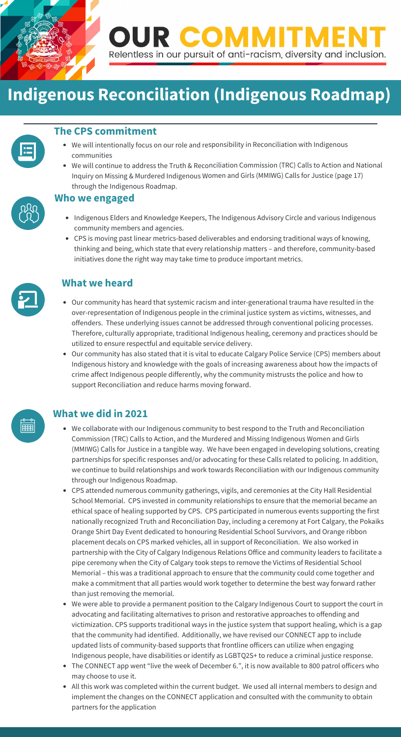# OUR COMMITMENT

Relentless in our pursuit of anti-racism, diversity and inclusion.

## Indigenous Reconciliation (Indigenous Roadmap)

### The CPS commitment

- We will intentionally focus on our role and responsibility in Reconciliation with Indigenous communities
- We will continue to address the Truth & Reconciliation Commission (TRC) Calls to Action and National Inquiry on Missing & Murdered Indigenous Women and Girls (MMIWG) Calls for Justice (page 17) through the Indigenous Roadmap.

### Who we engaged

- Indigenous Elders and Knowledge Keepers, The Indigenous Advisory Circle and various Indigenous community members and agencies.
- CPS is moving past linear metrics-based deliverables and endorsing traditional ways of knowing, thinking and being, which state that every relationship matters – and therefore, community-based initiatives done the right way may take time to produce important metrics.

### What we heard

- Our community has heard that systemic racism and inter-generational trauma have resulted in the over-representation of Indigenous people in the criminal justice system as victims, witnesses, and offenders. These underlying issues cannot be addressed through conventional policing processes. Therefore, culturally appropriate, traditional Indigenous healing, ceremony and practices should be utilized to ensure respectful and equitable service delivery.
- Our community has also stated that it is vital to educate Calgary Police Service (CPS) members about Indigenous history and knowledge with the goals of increasing awareness about how the impacts of crime affect Indigenous people differently, why the community mistrusts the police and how to support Reconciliation and reduce harms moving forward.

### What we did in 2021

- We collaborate with our Indigenous community to best respond to the Truth and Reconciliation Commission (TRC) Calls to Action, and the Murdered and Missing Indigenous Women and Girls (MMIWG) Calls for Justice in a tangible way. We have been engaged in developing solutions, creating partnerships for specific responses and/or advocating for these Calls related to policing. In addition, we continue to build relationships and work towards Reconciliation with our Indigenous community through our Indigenous Roadmap.
- CPS attended numerous community gatherings, vigils, and ceremonies at the City Hall Residential School Memorial. CPS invested in community relationships to ensure that the memorial became an ethical space of healing supported by CPS. CPS participated in numerous events supporting the first nationally recognized Truth and Reconciliation Day, including a ceremony at Fort Calgary, the Pokaiks Orange Shirt Day Event dedicated to honouring Residential School Survivors, and Orange ribbon placement decals on CPS marked vehicles, all in support of Reconciliation. We also worked in partnership with the City of Calgary Indigenous Relations Office and community leaders to facilitate a pipe ceremony when the City of Calgary took steps to remove the Victims of Residential School Memorial – this was a traditional approach to ensure that the community could come together and make a commitment that all parties would work together to determine the best way forward rather than just removing the memorial.
- We were able to provide a permanent position to the Calgary Indigenous Court to support the court in advocating and facilitating alternatives to prison and restorative approaches to offending and victimization. CPS supports traditional ways in the justice system that support healing, which is a gap that the community had identified. Additionally, we have revised our CONNECT app to include updated lists of community-based supports that frontline officers can utilize when engaging Indigenous people, have disabilities or identify as LGBTQ2S+ to reduce a criminal justice response.
- The CONNECT app went "live the week of December 6.", it is now available to 800 patrol officers who may choose to use it.
- All this work was completed within the current budget. We used all internal members to design and implement the changes on the CONNECT application and consulted with the community to obtain partners for the application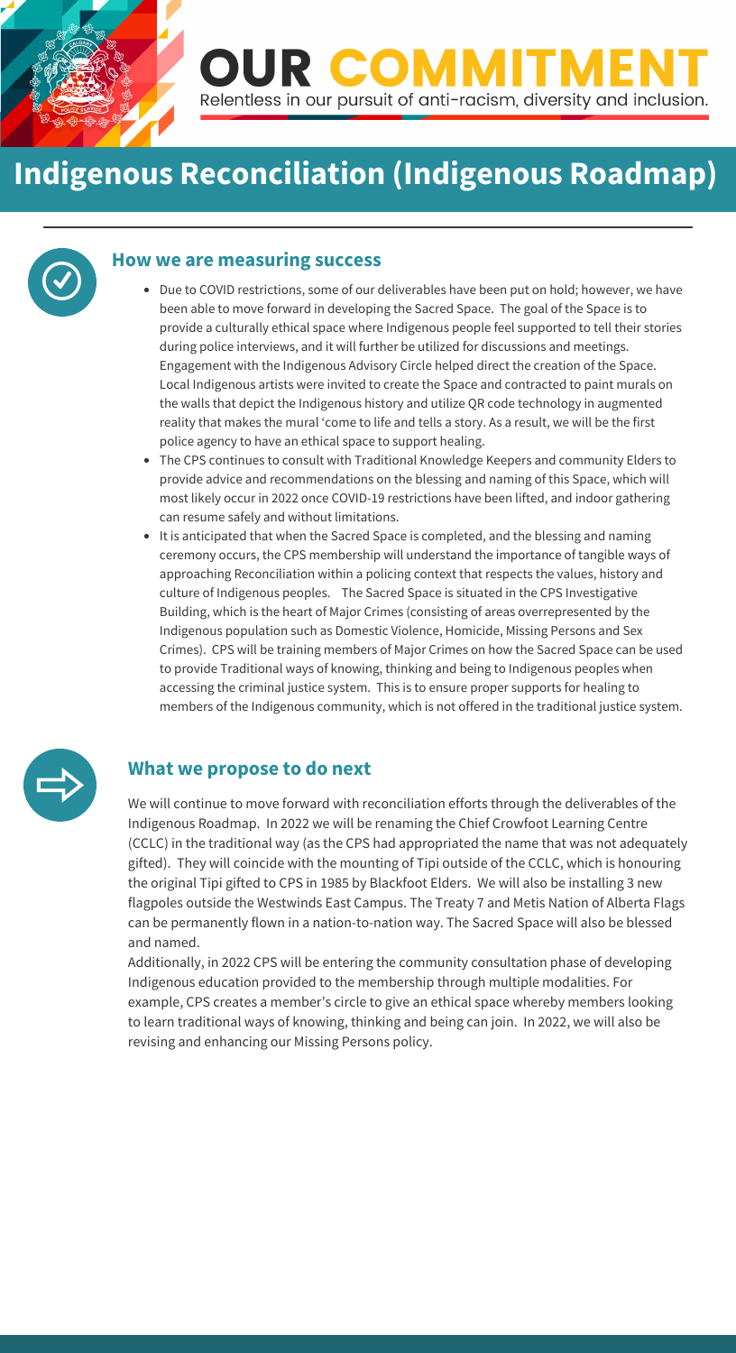# OUR COMMITMENT

Relentless in our pursuit of anti-racism, diversity and inclusion.

## Indigenous Reconciliation (Indigenous Roadmap)

### How we are measuring success

- Due to COVID restrictions, some of our deliverables have been put on hold; however, we have been able to move forward in developing the Sacred Space. The goal of the Space is to provide a culturally ethical space where Indigenous people feel supported to tell their stories during police interviews, and it will further be utilized for discussions and meetings. Engagement with the Indigenous Advisory Circle helped direct the creation of the Space. Local Indigenous artists were invited to create the Space and contracted to paint murals on the walls that depict the Indigenous history and utilize QR code technology in augmented reality that makes the mural 'come to life and tells a story. As a result, we will be the first police agency to have an ethical space to support healing.
- The CPS continues to consult with Traditional Knowledge Keepers and community Elders to provide advice and recommendations on the blessing and naming of this Space, which will most likely occur in 2022 once COVID-19 restrictions have been lifted, and indoor gathering can resume safely and without limitations.
- It is anticipated that when the Sacred Space is completed, and the blessing and naming ceremony occurs, the CPS membership will understand the importance of tangible ways of approaching Reconciliation within a policing context that respects the values, history and culture of Indigenous peoples. The Sacred Space is situated in the CPS Investigative Building, which is the heart of Major Crimes (consisting of areas overrepresented by the Indigenous population such as Domestic Violence, Homicide, Missing Persons and Sex Crimes). CPS will be training members of Major Crimes on how the Sacred Space can be used to provide Traditional ways of knowing, thinking and being to Indigenous peoples when accessing the criminal justice system. This is to ensure proper supports for healing to members of the Indigenous community, which is not offered in the traditional justice system.

### What we propose to do next

We will continue to move forward with reconciliation efforts through the deliverables of the Indigenous Roadmap. In 2022 we will be renaming the Chief Crowfoot Learning Centre (CCLC) in the traditional way (as the CPS had appropriated the name that was not adequately gifted). They will coincide with the mounting of Tipi outside of the CCLC, which is honouring the original Tipi gifted to CPS in 1985 by Blackfoot Elders. We will also be installing 3 new flagpoles outside the Westwinds East Campus. The Treaty 7 and Metis Nation of Alberta Flags can be permanently flown in a nation-to-nation way. The Sacred Space will also be blessed and named.

Additionally, in 2022 CPS will be entering the community consultation phase of developing Indigenous education provided to the membership through multiple modalities. For example, CPS creates a member's circle to give an ethical space whereby members looking to learn traditional ways of knowing, thinking and being can join. In 2022, we will also be revising and enhancing our Missing Persons policy.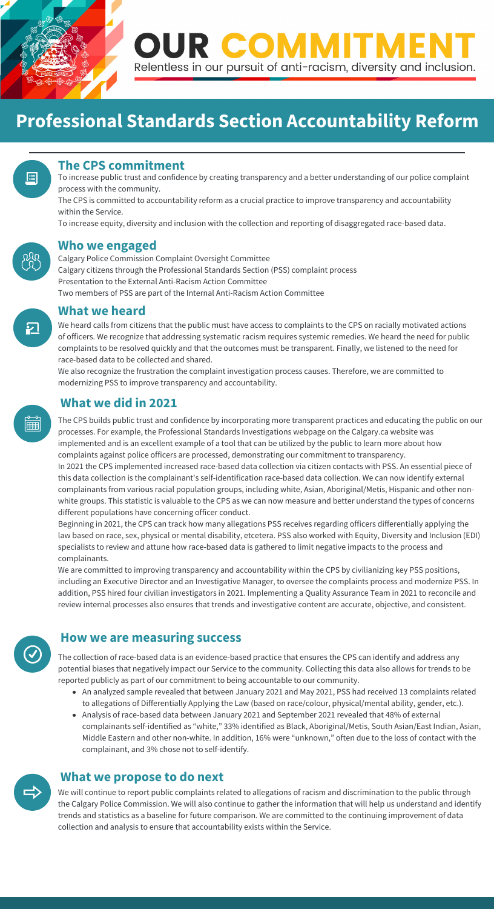# OUR COMMITMENT

Relentless in our pursuit of anti-racism, diversity and inclusion.

# Professional Standards Section Accountability Reform

## The CPS commitment

To increase public trust and confidence by creating transparency and a better understanding of our police complaint process with the community.

The CPS is committed to accountability reform as a crucial practice to improve transparency and accountability within the Service.

To increase equity, diversity and inclusion with the collection and reporting of disaggregated race-based data.

## Who we engaged

Calgary Police Commission Complaint Oversight Committee

Calgary citizens through the Professional Standards Section (PSS) complaint process

Presentation to the External Anti-Racism Action Committee

Two members of PSS are part of the Internal Anti-Racism Action Committee

## What we heard

We heard calls from citizens that the public must have access to complaints to the CPS on racially motivated actions of officers. We recognize that addressing systematic racism requires systemic remedies. We heard the need for public complaints to be resolved quickly and that the outcomes must be transparent. Finally, we listened to the need for race-based data to be collected and shared.

We also recognize the frustration the complaint investigation process causes. Therefore, we are committed to modernizing PSS to improve transparency and accountability.

## What we did in 2021

The CPS builds public trust and confidence by incorporating more transparent practices and educating the public on our processes. For example, the Professional Standards Investigations webpage on the Calgary.ca website was implemented and is an excellent example of a tool that can be utilized by the public to learn more about how complaints against police officers are processed, demonstrating our commitment to transparency.

In 2021 the CPS implemented increased race-based data collection via citizen contacts with PSS. An essential piece of this data collection is the complainant's self-identification race-based data collection. We can now identify external complainants from various racial population groups, including white, Asian, Aboriginal/Metis, Hispanic and other non-white groups. This statistic is valuable to the CPS as we can now measure and better understand the types of concerns different populations have concerning officer conduct.

Beginning in 2021, the CPS can track how many allegations PSS receives regarding officers differentially applying the law based on race, sex, physical or mental disability, etcetera. PSS also worked with Equity, Diversity and Inclusion (EDI) specialists to review and attune how race-based data is gathered to limit negative impacts to the process and complainants.

We are committed to improving transparency and accountability within the CPS by civilianizing key PSS positions, including an Executive Director and an Investigative Manager, to oversee the complaints process and modernize PSS. In addition, PSS hired four civilian investigators in 2021. Implementing a Quality Assurance Team in 2021 to reconcile and review internal processes also ensures that trends and investigative content are accurate, objective, and consistent.

## How we are measuring success

The collection of race-based data is an evidence-based practice that ensures the CPS can identify and address any potential biases that negatively impact our Service to the community. Collecting this data also allows for trends to be reported publicly as part of our commitment to being accountable to our community.

- An analyzed sample revealed that between January 2021 and May 2021, PSS had received 13 complaints related to allegations of Differentially Applying the Law (based on race/colour, physical/mental ability, gender, etc.).
- Analysis of race-based data between January 2021 and September 2021 revealed that 48% of external complainants self-identified as "white," 33% identified as Black, Aboriginal/Metis, South Asian/East Indian, Asian, Middle Eastern and other non-white. In addition, 16% were "unknown," often due to the loss of contact with the complainant, and 3% chose not to self-identify.

## What we propose to do next

We will continue to report public complaints related to allegations of racism and discrimination to the public through the Calgary Police Commission. We will also continue to gather the information that will help us understand and identify trends and statistics as a baseline for future comparison. We are committed to the continuing improvement of data collection and analysis to ensure that accountability exists within the Service.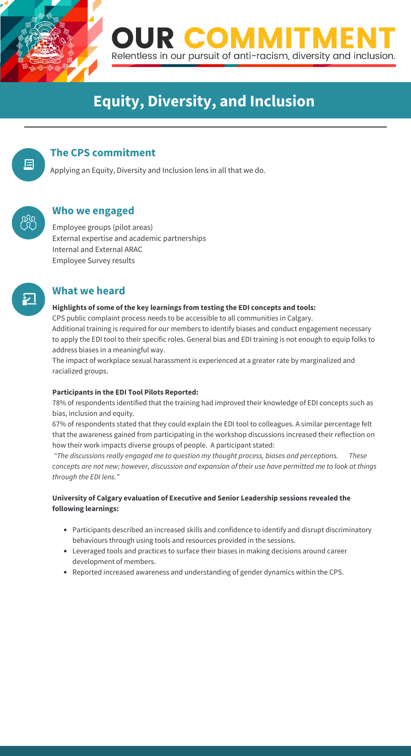# OUR COMMITMENT

Relentless in our pursuit of anti-racism, diversity and inclusion.

## Equity, Diversity, and Inclusion

### The CPS commitment

Applying an Equity, Diversity and Inclusion lens in all that we do.

### Who we engaged

Employee groups (pilot areas)
External expertise and academic partnerships
Internal and External ARAC
Employee Survey results

### What we heard

**Highlights of some of the key learnings from testing the EDI concepts and tools:**

CPS public complaint process needs to be accessible to all communities in Calgary.

Additional training is required for our members to identify biases and conduct engagement necessary to apply the EDI tool to their specific roles. General bias and EDI training is not enough to equip folks to address biases in a meaningful way.

The impact of workplace sexual harassment is experienced at a greater rate by marginalized and racialized groups.

**Participants in the EDI Tool Pilots Reported:**

78% of respondents identified that the training had improved their knowledge of EDI concepts such as bias, inclusion and equity.

67% of respondents stated that they could explain the EDI tool to colleagues. A similar percentage felt that the awareness gained from participating in the workshop discussions increased their reflection on how their work impacts diverse groups of people. A participant stated:

*"The discussions really engaged me to question my thought process, biases and perceptions. These concepts are not new; however, discussion and expansion of their use have permitted me to look at things through the EDI lens."*

**University of Calgary evaluation of Executive and Senior Leadership sessions revealed the following learnings:**

- Participants described an increased skills and confidence to identify and disrupt discriminatory behaviours through using tools and resources provided in the sessions.
- Leveraged tools and practices to surface their biases in making decisions around career development of members.
- Reported increased awareness and understanding of gender dynamics within the CPS.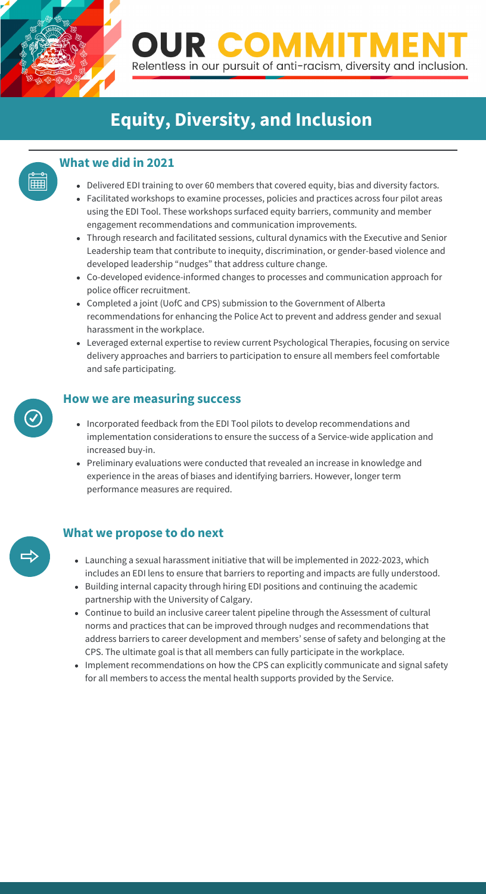# OUR COMMITMENT

Relentless in our pursuit of anti-racism, diversity and inclusion.

## Equity, Diversity, and Inclusion

### What we did in 2021

- Delivered EDI training to over 60 members that covered equity, bias and diversity factors.
- Facilitated workshops to examine processes, policies and practices across four pilot areas using the EDI Tool. These workshops surfaced equity barriers, community and member engagement recommendations and communication improvements.
- Through research and facilitated sessions, cultural dynamics with the Executive and Senior Leadership team that contribute to inequity, discrimination, or gender-based violence and developed leadership "nudges" that address culture change.
- Co-developed evidence-informed changes to processes and communication approach for police officer recruitment.
- Completed a joint (UofC and CPS) submission to the Government of Alberta recommendations for enhancing the Police Act to prevent and address gender and sexual harassment in the workplace.
- Leveraged external expertise to review current Psychological Therapies, focusing on service delivery approaches and barriers to participation to ensure all members feel comfortable and safe participating.

### How we are measuring success

- Incorporated feedback from the EDI Tool pilots to develop recommendations and implementation considerations to ensure the success of a Service-wide application and increased buy-in.
- Preliminary evaluations were conducted that revealed an increase in knowledge and experience in the areas of biases and identifying barriers. However, longer term performance measures are required.

### What we propose to do next

- Launching a sexual harassment initiative that will be implemented in 2022-2023, which includes an EDI lens to ensure that barriers to reporting and impacts are fully understood.
- Building internal capacity through hiring EDI positions and continuing the academic partnership with the University of Calgary.
- Continue to build an inclusive career talent pipeline through the Assessment of cultural norms and practices that can be improved through nudges and recommendations that address barriers to career development and members' sense of safety and belonging at the CPS. The ultimate goal is that all members can fully participate in the workplace.
- Implement recommendations on how the CPS can explicitly communicate and signal safety for all members to access the mental health supports provided by the Service.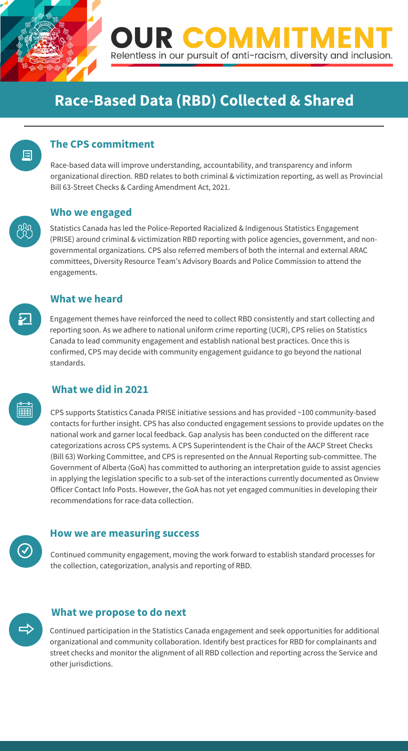# OUR COMMITMENT

Relentless in our pursuit of anti-racism, diversity and inclusion.

## Race-Based Data (RBD) Collected & Shared

### The CPS commitment

Race-based data will improve understanding, accountability, and transparency and inform organizational direction. RBD relates to both criminal & victimization reporting, as well as Provincial Bill 63-Street Checks & Carding Amendment Act, 2021.

### Who we engaged

Statistics Canada has led the Police-Reported Racialized & Indigenous Statistics Engagement (PRISE) around criminal & victimization RBD reporting with police agencies, government, and non-governmental organizations. CPS also referred members of both the internal and external ARAC committees, Diversity Resource Team's Advisory Boards and Police Commission to attend the engagements.

### What we heard

Engagement themes have reinforced the need to collect RBD consistently and start collecting and reporting soon. As we adhere to national uniform crime reporting (UCR), CPS relies on Statistics Canada to lead community engagement and establish national best practices. Once this is confirmed, CPS may decide with community engagement guidance to go beyond the national standards.

### What we did in 2021

CPS supports Statistics Canada PRISE initiative sessions and has provided ~100 community-based contacts for further insight. CPS has also conducted engagement sessions to provide updates on the national work and garner local feedback. Gap analysis has been conducted on the different race categorizations across CPS systems. A CPS Superintendent is the Chair of the AACP Street Checks (Bill 63) Working Committee, and CPS is represented on the Annual Reporting sub-committee. The Government of Alberta (GoA) has committed to authoring an interpretation guide to assist agencies in applying the legislation specific to a sub-set of the interactions currently documented as Onview Officer Contact Info Posts. However, the GoA has not yet engaged communities in developing their recommendations for race-data collection.

### How we are measuring success

Continued community engagement, moving the work forward to establish standard processes for the collection, categorization, analysis and reporting of RBD.

### What we propose to do next

Continued participation in the Statistics Canada engagement and seek opportunities for additional organizational and community collaboration. Identify best practices for RBD for complainants and street checks and monitor the alignment of all RBD collection and reporting across the Service and other jurisdictions.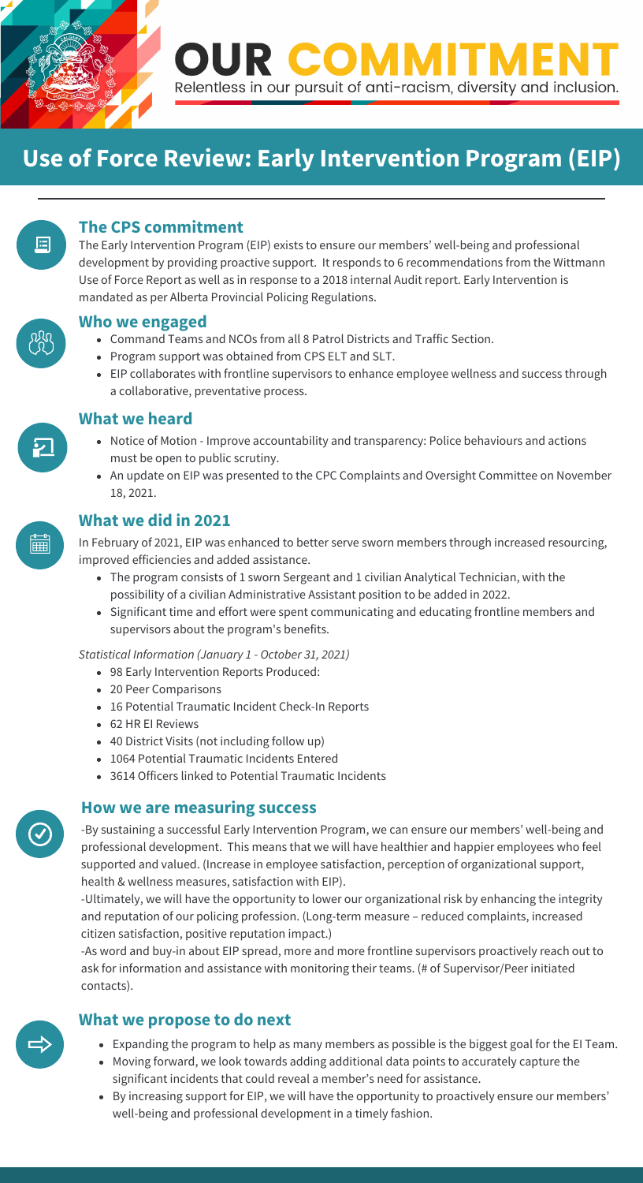# OUR COMMITMENT

Relentless in our pursuit of anti-racism, diversity and inclusion.

## Use of Force Review: Early Intervention Program (EIP)

### The CPS commitment

The Early Intervention Program (EIP) exists to ensure our members' well-being and professional development by providing proactive support. It responds to 6 recommendations from the Wittmann Use of Force Report as well as in response to a 2018 internal Audit report. Early Intervention is mandated as per Alberta Provincial Policing Regulations.

### Who we engaged

- Command Teams and NCOs from all 8 Patrol Districts and Traffic Section.
- Program support was obtained from CPS ELT and SLT.
- EIP collaborates with frontline supervisors to enhance employee wellness and success through a collaborative, preventative process.

### What we heard

- Notice of Motion - Improve accountability and transparency: Police behaviours and actions must be open to public scrutiny.
- An update on EIP was presented to the CPC Complaints and Oversight Committee on November 18, 2021.

### What we did in 2021

In February of 2021, EIP was enhanced to better serve sworn members through increased resourcing, improved efficiencies and added assistance.

- The program consists of 1 sworn Sergeant and 1 civilian Analytical Technician, with the possibility of a civilian Administrative Assistant position to be added in 2022.
- Significant time and effort were spent communicating and educating frontline members and supervisors about the program's benefits.

*Statistical Information (January 1 - October 31, 2021)*

- 98 Early Intervention Reports Produced:
- 20 Peer Comparisons
- 16 Potential Traumatic Incident Check-In Reports
- 62 HR EI Reviews
- 40 District Visits (not including follow up)
- 1064 Potential Traumatic Incidents Entered
- 3614 Officers linked to Potential Traumatic Incidents

### How we are measuring success

-By sustaining a successful Early Intervention Program, we can ensure our members' well-being and professional development. This means that we will have healthier and happier employees who feel supported and valued. (Increase in employee satisfaction, perception of organizational support, health & wellness measures, satisfaction with EIP).

-Ultimately, we will have the opportunity to lower our organizational risk by enhancing the integrity and reputation of our policing profession. (Long-term measure – reduced complaints, increased citizen satisfaction, positive reputation impact.)

-As word and buy-in about EIP spread, more and more frontline supervisors proactively reach out to ask for information and assistance with monitoring their teams. (# of Supervisor/Peer initiated contacts).

### What we propose to do next

- Expanding the program to help as many members as possible is the biggest goal for the EI Team.
- Moving forward, we look towards adding additional data points to accurately capture the significant incidents that could reveal a member's need for assistance.
- By increasing support for EIP, we will have the opportunity to proactively ensure our members' well-being and professional development in a timely fashion.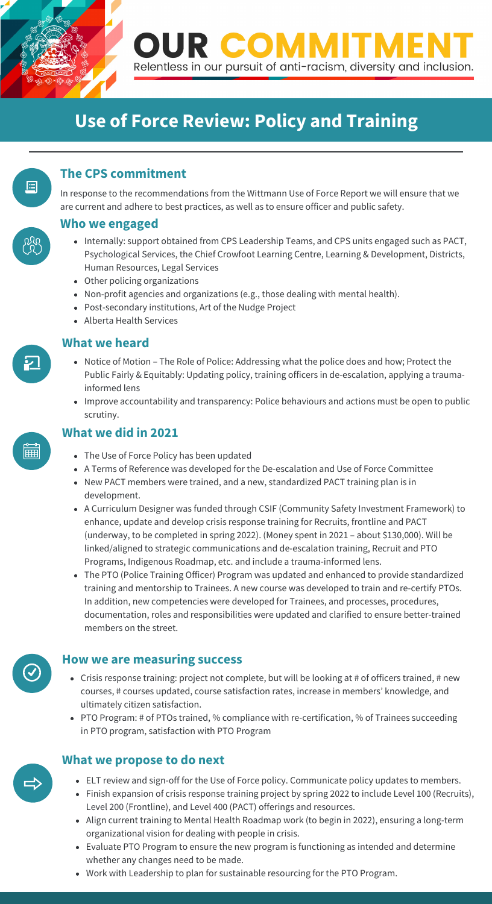# OUR COMMITMENT

Relentless in our pursuit of anti-racism, diversity and inclusion.

## Use of Force Review: Policy and Training

### The CPS commitment

In response to the recommendations from the Wittmann Use of Force Report we will ensure that we are current and adhere to best practices, as well as to ensure officer and public safety.

### Who we engaged

- Internally: support obtained from CPS Leadership Teams, and CPS units engaged such as PACT, Psychological Services, the Chief Crowfoot Learning Centre, Learning & Development, Districts, Human Resources, Legal Services
- Other policing organizations
- Non-profit agencies and organizations (e.g., those dealing with mental health).
- Post-secondary institutions, Art of the Nudge Project
- Alberta Health Services

### What we heard

- Notice of Motion – The Role of Police: Addressing what the police does and how; Protect the Public Fairly & Equitably: Updating policy, training officers in de-escalation, applying a trauma-informed lens
- Improve accountability and transparency: Police behaviours and actions must be open to public scrutiny.

### What we did in 2021

- The Use of Force Policy has been updated
- A Terms of Reference was developed for the De-escalation and Use of Force Committee
- New PACT members were trained, and a new, standardized PACT training plan is in development.
- A Curriculum Designer was funded through CSIF (Community Safety Investment Framework) to enhance, update and develop crisis response training for Recruits, frontline and PACT (underway, to be completed in spring 2022). (Money spent in 2021 – about $130,000). Will be linked/aligned to strategic communications and de-escalation training, Recruit and PTO Programs, Indigenous Roadmap, etc. and include a trauma-informed lens.
- The PTO (Police Training Officer) Program was updated and enhanced to provide standardized training and mentorship to Trainees. A new course was developed to train and re-certify PTOs. In addition, new competencies were developed for Trainees, and processes, procedures, documentation, roles and responsibilities were updated and clarified to ensure better-trained members on the street.

### How we are measuring success

- Crisis response training: project not complete, but will be looking at # of officers trained, # new courses, # courses updated, course satisfaction rates, increase in members' knowledge, and ultimately citizen satisfaction.
- PTO Program: # of PTOs trained, % compliance with re-certification, % of Trainees succeeding in PTO program, satisfaction with PTO Program

### What we propose to do next

- ELT review and sign-off for the Use of Force policy. Communicate policy updates to members.
- Finish expansion of crisis response training project by spring 2022 to include Level 100 (Recruits), Level 200 (Frontline), and Level 400 (PACT) offerings and resources.
- Align current training to Mental Health Roadmap work (to begin in 2022), ensuring a long-term organizational vision for dealing with people in crisis.
- Evaluate PTO Program to ensure the new program is functioning as intended and determine whether any changes need to be made.
- Work with Leadership to plan for sustainable resourcing for the PTO Program.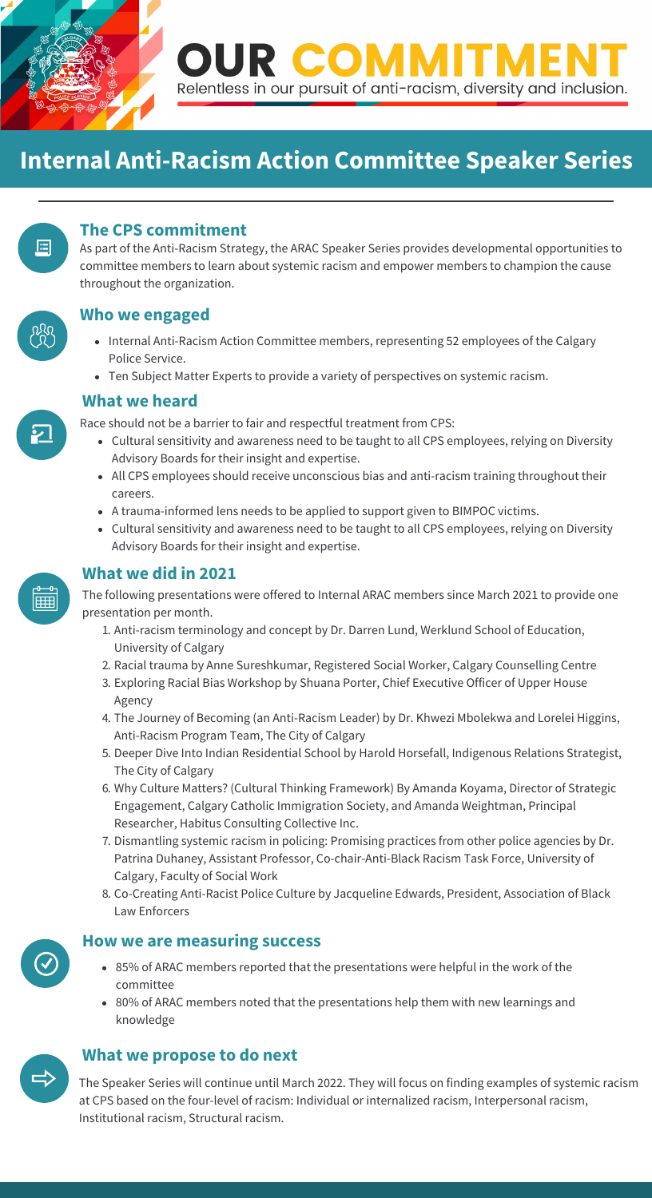# OUR COMMITMENT

Relentless in our pursuit of anti-racism, diversity and inclusion.

## Internal Anti-Racism Action Committee Speaker Series

### The CPS commitment

As part of the Anti-Racism Strategy, the ARAC Speaker Series provides developmental opportunities to committee members to learn about systemic racism and empower members to champion the cause throughout the organization.

### Who we engaged

- Internal Anti-Racism Action Committee members, representing 52 employees of the Calgary Police Service.
- Ten Subject Matter Experts to provide a variety of perspectives on systemic racism.

### What we heard

Race should not be a barrier to fair and respectful treatment from CPS:

- Cultural sensitivity and awareness need to be taught to all CPS employees, relying on Diversity Advisory Boards for their insight and expertise.
- All CPS employees should receive unconscious bias and anti-racism training throughout their careers.
- A trauma-informed lens needs to be applied to support given to BIMPOC victims.
- Cultural sensitivity and awareness need to be taught to all CPS employees, relying on Diversity Advisory Boards for their insight and expertise.

### What we did in 2021

The following presentations were offered to Internal ARAC members since March 2021 to provide one presentation per month.

1. Anti-racism terminology and concept by Dr. Darren Lund, Werklund School of Education, University of Calgary
2. Racial trauma by Anne Sureshkumar, Registered Social Worker, Calgary Counselling Centre
3. Exploring Racial Bias Workshop by Shuana Porter, Chief Executive Officer of Upper House Agency
4. The Journey of Becoming (an Anti-Racism Leader) by Dr. Khwezi Mbolekwa and Lorelei Higgins, Anti-Racism Program Team, The City of Calgary
5. Deeper Dive Into Indian Residential School by Harold Horsefall, Indigenous Relations Strategist, The City of Calgary
6. Why Culture Matters? (Cultural Thinking Framework) By Amanda Koyama, Director of Strategic Engagement, Calgary Catholic Immigration Society, and Amanda Weightman, Principal Researcher, Habitus Consulting Collective Inc.
7. Dismantling systemic racism in policing: Promising practices from other police agencies by Dr. Patrina Duhaney, Assistant Professor, Co-chair-Anti-Black Racism Task Force, University of Calgary, Faculty of Social Work
8. Co-Creating Anti-Racist Police Culture by Jacqueline Edwards, President, Association of Black Law Enforcers

### How we are measuring success

- 85% of ARAC members reported that the presentations were helpful in the work of the committee
- 80% of ARAC members noted that the presentations help them with new learnings and knowledge

### What we propose to do next

The Speaker Series will continue until March 2022. They will focus on finding examples of systemic racism at CPS based on the four-level of racism: Individual or internalized racism, Interpersonal racism, Institutional racism, Structural racism.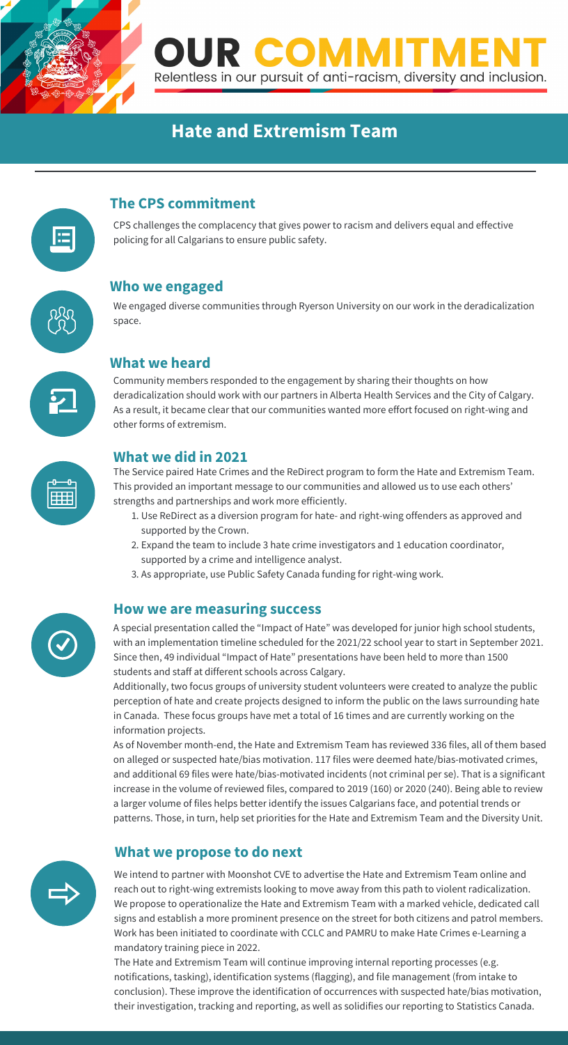# OUR COMMITMENT

Relentless in our pursuit of anti-racism, diversity and inclusion.

## Hate and Extremism Team

### The CPS commitment

CPS challenges the complacency that gives power to racism and delivers equal and effective policing for all Calgarians to ensure public safety.

### Who we engaged

We engaged diverse communities through Ryerson University on our work in the deradicalization space.

### What we heard

Community members responded to the engagement by sharing their thoughts on how deradicalization should work with our partners in Alberta Health Services and the City of Calgary. As a result, it became clear that our communities wanted more effort focused on right-wing and other forms of extremism.

### What we did in 2021

The Service paired Hate Crimes and the ReDirect program to form the Hate and Extremism Team. This provided an important message to our communities and allowed us to use each others' strengths and partnerships and work more efficiently.

1. Use ReDirect as a diversion program for hate- and right-wing offenders as approved and supported by the Crown.
2. Expand the team to include 3 hate crime investigators and 1 education coordinator, supported by a crime and intelligence analyst.
3. As appropriate, use Public Safety Canada funding for right-wing work.

### How we are measuring success

A special presentation called the "Impact of Hate" was developed for junior high school students, with an implementation timeline scheduled for the 2021/22 school year to start in September 2021. Since then, 49 individual "Impact of Hate" presentations have been held to more than 1500 students and staff at different schools across Calgary.

Additionally, two focus groups of university student volunteers were created to analyze the public perception of hate and create projects designed to inform the public on the laws surrounding hate in Canada. These focus groups have met a total of 16 times and are currently working on the information projects.

As of November month-end, the Hate and Extremism Team has reviewed 336 files, all of them based on alleged or suspected hate/bias motivation. 117 files were deemed hate/bias-motivated crimes, and additional 69 files were hate/bias-motivated incidents (not criminal per se). That is a significant increase in the volume of reviewed files, compared to 2019 (160) or 2020 (240). Being able to review a larger volume of files helps better identify the issues Calgarians face, and potential trends or patterns. Those, in turn, help set priorities for the Hate and Extremism Team and the Diversity Unit.

### What we propose to do next

We intend to partner with Moonshot CVE to advertise the Hate and Extremism Team online and reach out to right-wing extremists looking to move away from this path to violent radicalization. We propose to operationalize the Hate and Extremism Team with a marked vehicle, dedicated call signs and establish a more prominent presence on the street for both citizens and patrol members. Work has been initiated to coordinate with CCLC and PAMRU to make Hate Crimes e-Learning a mandatory training piece in 2022.

The Hate and Extremism Team will continue improving internal reporting processes (e.g. notifications, tasking), identification systems (flagging), and file management (from intake to conclusion). These improve the identification of occurrences with suspected hate/bias motivation, their investigation, tracking and reporting, as well as solidifies our reporting to Statistics Canada.